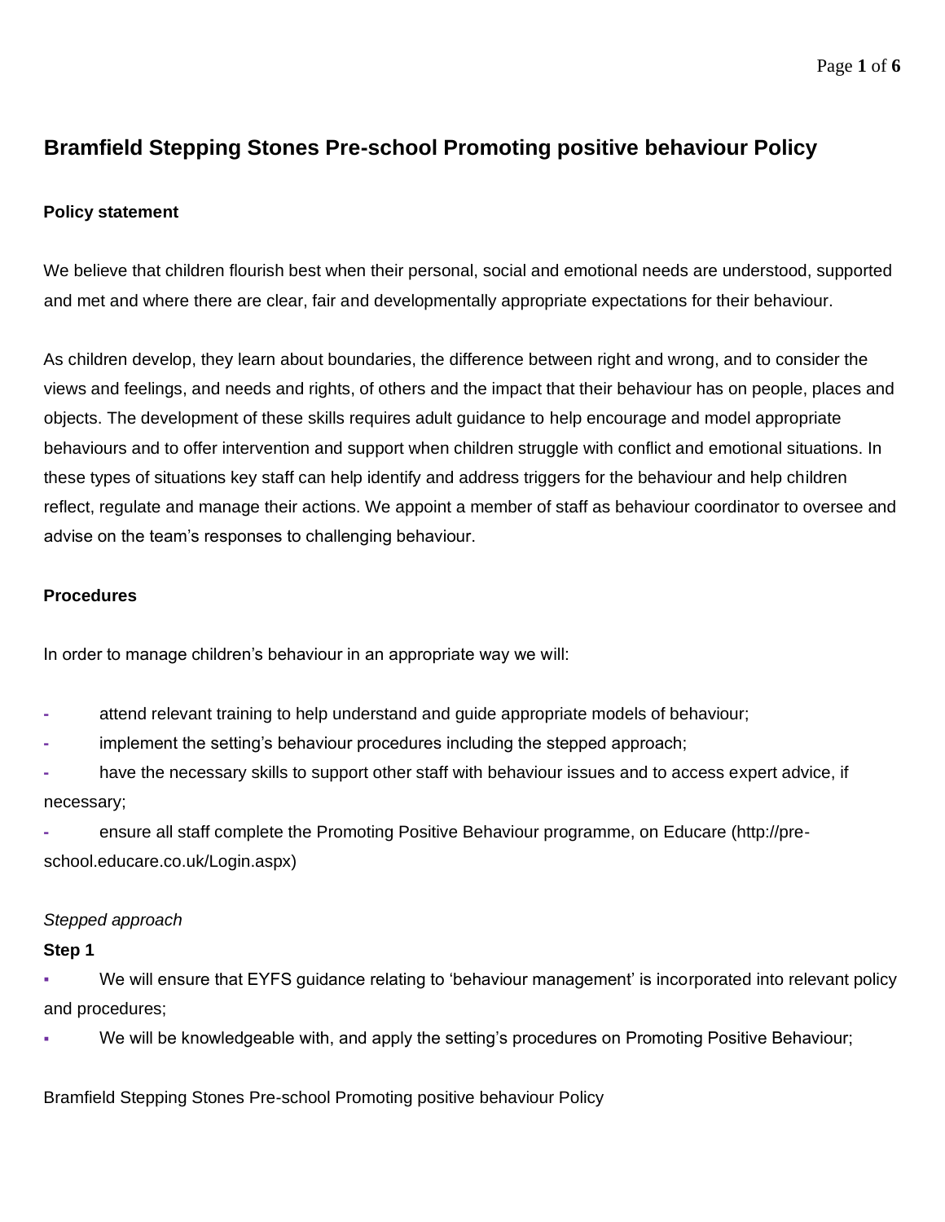# Bramfield Stepping Stones Pre-school Promoting positive behaviour Policy

## Policy statement

We believe that children flourish best when their personal, social and emotional needs are understood, supported and met and where there are clear, fair and developmentally appropriate expectations for their behaviour.

As children develop, they learn about boundaries, the difference between right and wrong, and to consider the views and feelings, and needs and rights, of others and the impact that their behaviour has on people, places and objects. The development of these skills requires adult guidance to help encourage and model appropriate behaviours and to offer intervention and support when children struggle with conflict and emotional situations. In these types of situations key staff can help identify and address triggers for the behaviour and help children reflect, regulate and manage their actions. We appoint a member of staff as behaviour coordinator to oversee and advise on the team's responses to challenging behaviour.

## Procedures

In order to manage children's behaviour in an appropriate way we will:

- attend relevant training to help understand and guide appropriate models of behaviour;
- implement the setting's behaviour procedures including the stepped approach;
- have the necessary skills to support other staff with behaviour issues and to access expert advice, if necessary;
- ensure all staff complete the Promoting Positive Behaviour programme, on Educare (http://pre-school.educare.co.uk/Login.aspx)

*Stepped approach*

**Step 1**

- We will ensure that EYFS guidance relating to 'behaviour management' is incorporated into relevant policy and procedures;
- We will be knowledgeable with, and apply the setting's procedures on Promoting Positive Behaviour;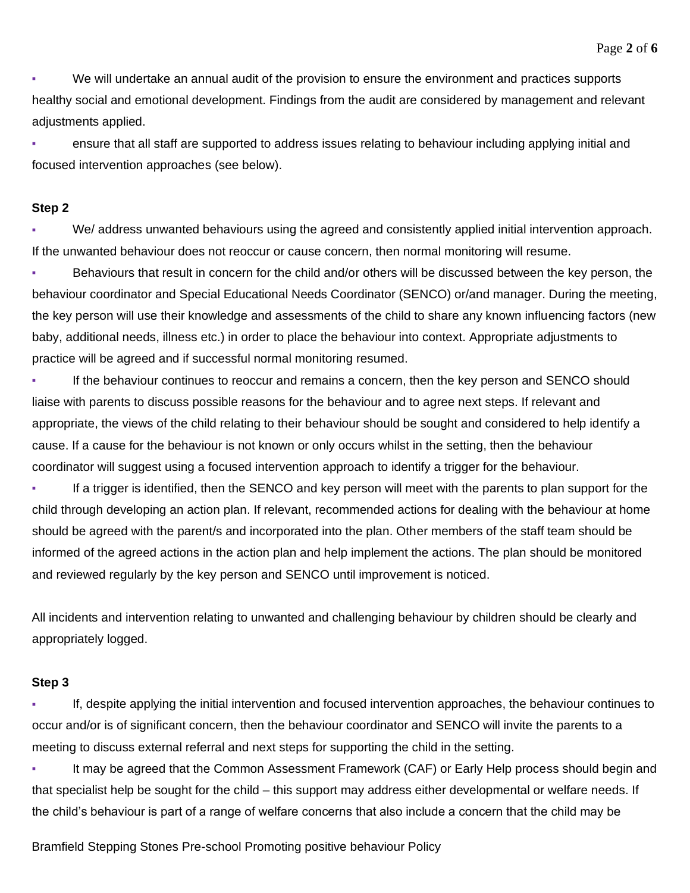- We will undertake an annual audit of the provision to ensure the environment and practices supports healthy social and emotional development. Findings from the audit are considered by management and relevant adjustments applied.
- ensure that all staff are supported to address issues relating to behaviour including applying initial and focused intervention approaches (see below).

**Step 2**

- We/ address unwanted behaviours using the agreed and consistently applied initial intervention approach. If the unwanted behaviour does not reoccur or cause concern, then normal monitoring will resume.
- Behaviours that result in concern for the child and/or others will be discussed between the key person, the behaviour coordinator and Special Educational Needs Coordinator (SENCO) or/and manager. During the meeting, the key person will use their knowledge and assessments of the child to share any known influencing factors (new baby, additional needs, illness etc.) in order to place the behaviour into context. Appropriate adjustments to practice will be agreed and if successful normal monitoring resumed.
- If the behaviour continues to reoccur and remains a concern, then the key person and SENCO should liaise with parents to discuss possible reasons for the behaviour and to agree next steps. If relevant and appropriate, the views of the child relating to their behaviour should be sought and considered to help identify a cause. If a cause for the behaviour is not known or only occurs whilst in the setting, then the behaviour coordinator will suggest using a focused intervention approach to identify a trigger for the behaviour.
- If a trigger is identified, then the SENCO and key person will meet with the parents to plan support for the child through developing an action plan. If relevant, recommended actions for dealing with the behaviour at home should be agreed with the parent/s and incorporated into the plan. Other members of the staff team should be informed of the agreed actions in the action plan and help implement the actions. The plan should be monitored and reviewed regularly by the key person and SENCO until improvement is noticed.

All incidents and intervention relating to unwanted and challenging behaviour by children should be clearly and appropriately logged.

**Step 3**

- If, despite applying the initial intervention and focused intervention approaches, the behaviour continues to occur and/or is of significant concern, then the behaviour coordinator and SENCO will invite the parents to a meeting to discuss external referral and next steps for supporting the child in the setting.
- It may be agreed that the Common Assessment Framework (CAF) or Early Help process should begin and that specialist help be sought for the child – this support may address either developmental or welfare needs. If the child's behaviour is part of a range of welfare concerns that also include a concern that the child may be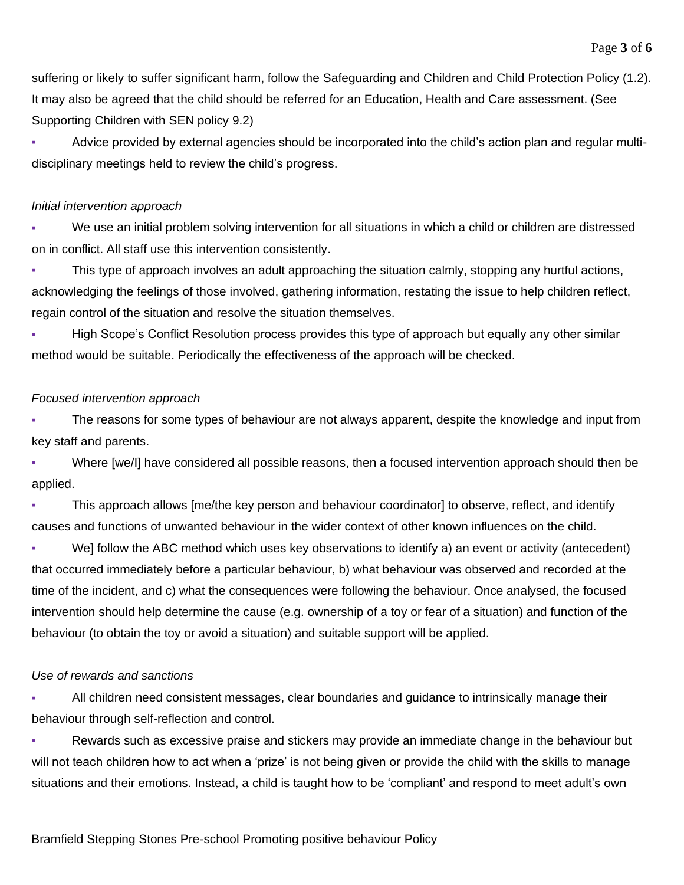suffering or likely to suffer significant harm, follow the Safeguarding and Children and Child Protection Policy (1.2). It may also be agreed that the child should be referred for an Education, Health and Care assessment. (See Supporting Children with SEN policy 9.2)

- Advice provided by external agencies should be incorporated into the child's action plan and regular multi-disciplinary meetings held to review the child's progress.

*Initial intervention approach*

- We use an initial problem solving intervention for all situations in which a child or children are distressed on in conflict. All staff use this intervention consistently.
- This type of approach involves an adult approaching the situation calmly, stopping any hurtful actions, acknowledging the feelings of those involved, gathering information, restating the issue to help children reflect, regain control of the situation and resolve the situation themselves.
- High Scope's Conflict Resolution process provides this type of approach but equally any other similar method would be suitable. Periodically the effectiveness of the approach will be checked.

*Focused intervention approach*

- The reasons for some types of behaviour are not always apparent, despite the knowledge and input from key staff and parents.
- Where [we/I] have considered all possible reasons, then a focused intervention approach should then be applied.
- This approach allows [me/the key person and behaviour coordinator] to observe, reflect, and identify causes and functions of unwanted behaviour in the wider context of other known influences on the child.
- We] follow the ABC method which uses key observations to identify a) an event or activity (antecedent) that occurred immediately before a particular behaviour, b) what behaviour was observed and recorded at the time of the incident, and c) what the consequences were following the behaviour. Once analysed, the focused intervention should help determine the cause (e.g. ownership of a toy or fear of a situation) and function of the behaviour (to obtain the toy or avoid a situation) and suitable support will be applied.

*Use of rewards and sanctions*

- All children need consistent messages, clear boundaries and guidance to intrinsically manage their behaviour through self-reflection and control.
- Rewards such as excessive praise and stickers may provide an immediate change in the behaviour but will not teach children how to act when a 'prize' is not being given or provide the child with the skills to manage situations and their emotions. Instead, a child is taught how to be 'compliant' and respond to meet adult's own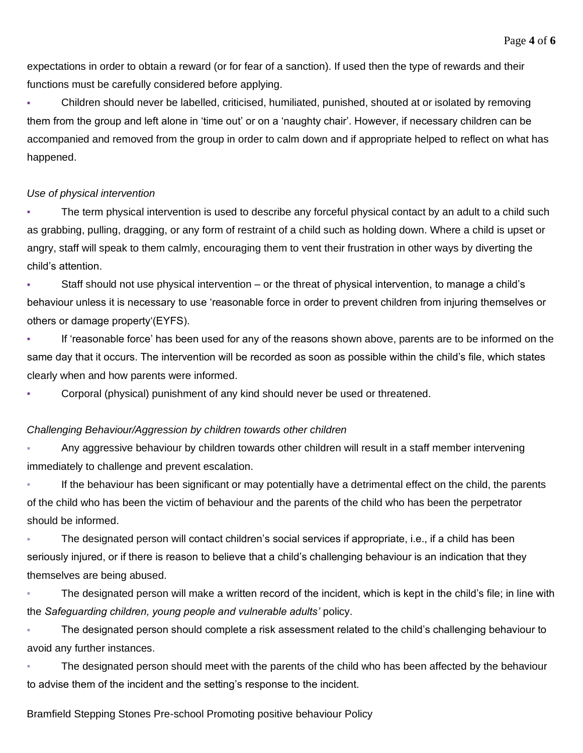expectations in order to obtain a reward (or for fear of a sanction). If used then the type of rewards and their functions must be carefully considered before applying.

- Children should never be labelled, criticised, humiliated, punished, shouted at or isolated by removing them from the group and left alone in 'time out' or on a 'naughty chair'. However, if necessary children can be accompanied and removed from the group in order to calm down and if appropriate helped to reflect on what has happened.

*Use of physical intervention*

- The term physical intervention is used to describe any forceful physical contact by an adult to a child such as grabbing, pulling, dragging, or any form of restraint of a child such as holding down. Where a child is upset or angry, staff will speak to them calmly, encouraging them to vent their frustration in other ways by diverting the child's attention.
- Staff should not use physical intervention – or the threat of physical intervention, to manage a child's behaviour unless it is necessary to use 'reasonable force in order to prevent children from injuring themselves or others or damage property'(EYFS).
- If 'reasonable force' has been used for any of the reasons shown above, parents are to be informed on the same day that it occurs. The intervention will be recorded as soon as possible within the child's file, which states clearly when and how parents were informed.
- Corporal (physical) punishment of any kind should never be used or threatened.

*Challenging Behaviour/Aggression by children towards other children*

- Any aggressive behaviour by children towards other children will result in a staff member intervening immediately to challenge and prevent escalation.
- If the behaviour has been significant or may potentially have a detrimental effect on the child, the parents of the child who has been the victim of behaviour and the parents of the child who has been the perpetrator should be informed.
- The designated person will contact children's social services if appropriate, i.e., if a child has been seriously injured, or if there is reason to believe that a child's challenging behaviour is an indication that they themselves are being abused.
- The designated person will make a written record of the incident, which is kept in the child's file; in line with the *Safeguarding children, young people and vulnerable adults'* policy.
- The designated person should complete a risk assessment related to the child's challenging behaviour to avoid any further instances.
- The designated person should meet with the parents of the child who has been affected by the behaviour to advise them of the incident and the setting's response to the incident.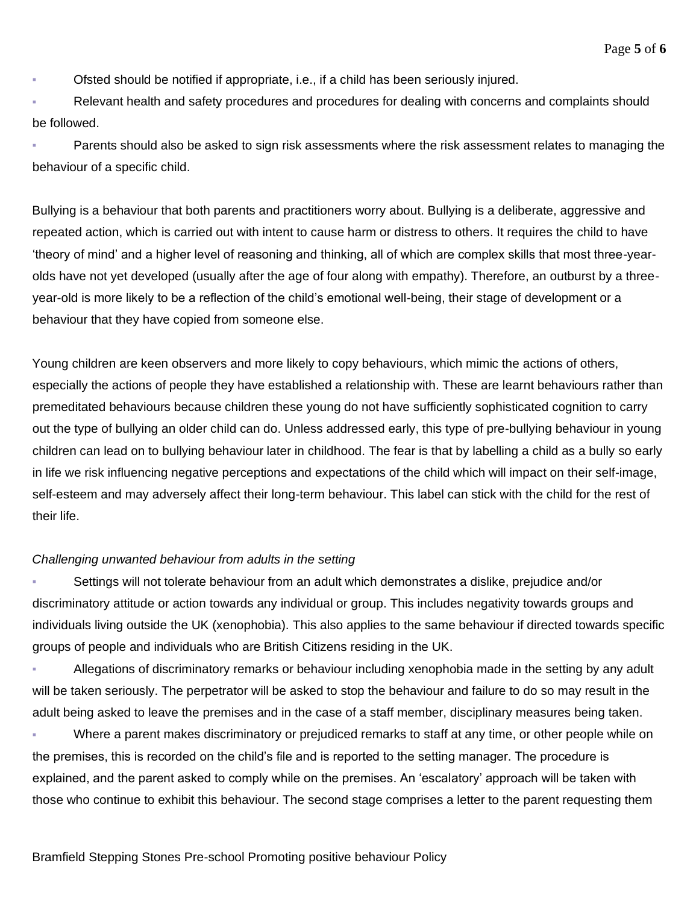- Ofsted should be notified if appropriate, i.e., if a child has been seriously injured.
- Relevant health and safety procedures and procedures for dealing with concerns and complaints should be followed.
- Parents should also be asked to sign risk assessments where the risk assessment relates to managing the behaviour of a specific child.

Bullying is a behaviour that both parents and practitioners worry about. Bullying is a deliberate, aggressive and repeated action, which is carried out with intent to cause harm or distress to others. It requires the child to have 'theory of mind' and a higher level of reasoning and thinking, all of which are complex skills that most three-year-olds have not yet developed (usually after the age of four along with empathy). Therefore, an outburst by a three-year-old is more likely to be a reflection of the child's emotional well-being, their stage of development or a behaviour that they have copied from someone else.

Young children are keen observers and more likely to copy behaviours, which mimic the actions of others, especially the actions of people they have established a relationship with. These are learnt behaviours rather than premeditated behaviours because children these young do not have sufficiently sophisticated cognition to carry out the type of bullying an older child can do. Unless addressed early, this type of pre-bullying behaviour in young children can lead on to bullying behaviour later in childhood. The fear is that by labelling a child as a bully so early in life we risk influencing negative perceptions and expectations of the child which will impact on their self-image, self-esteem and may adversely affect their long-term behaviour. This label can stick with the child for the rest of their life.

*Challenging unwanted behaviour from adults in the setting*

- Settings will not tolerate behaviour from an adult which demonstrates a dislike, prejudice and/or discriminatory attitude or action towards any individual or group. This includes negativity towards groups and individuals living outside the UK (xenophobia). This also applies to the same behaviour if directed towards specific groups of people and individuals who are British Citizens residing in the UK.
- Allegations of discriminatory remarks or behaviour including xenophobia made in the setting by any adult will be taken seriously. The perpetrator will be asked to stop the behaviour and failure to do so may result in the adult being asked to leave the premises and in the case of a staff member, disciplinary measures being taken.
- Where a parent makes discriminatory or prejudiced remarks to staff at any time, or other people while on the premises, this is recorded on the child's file and is reported to the setting manager. The procedure is explained, and the parent asked to comply while on the premises. An 'escalatory' approach will be taken with those who continue to exhibit this behaviour. The second stage comprises a letter to the parent requesting them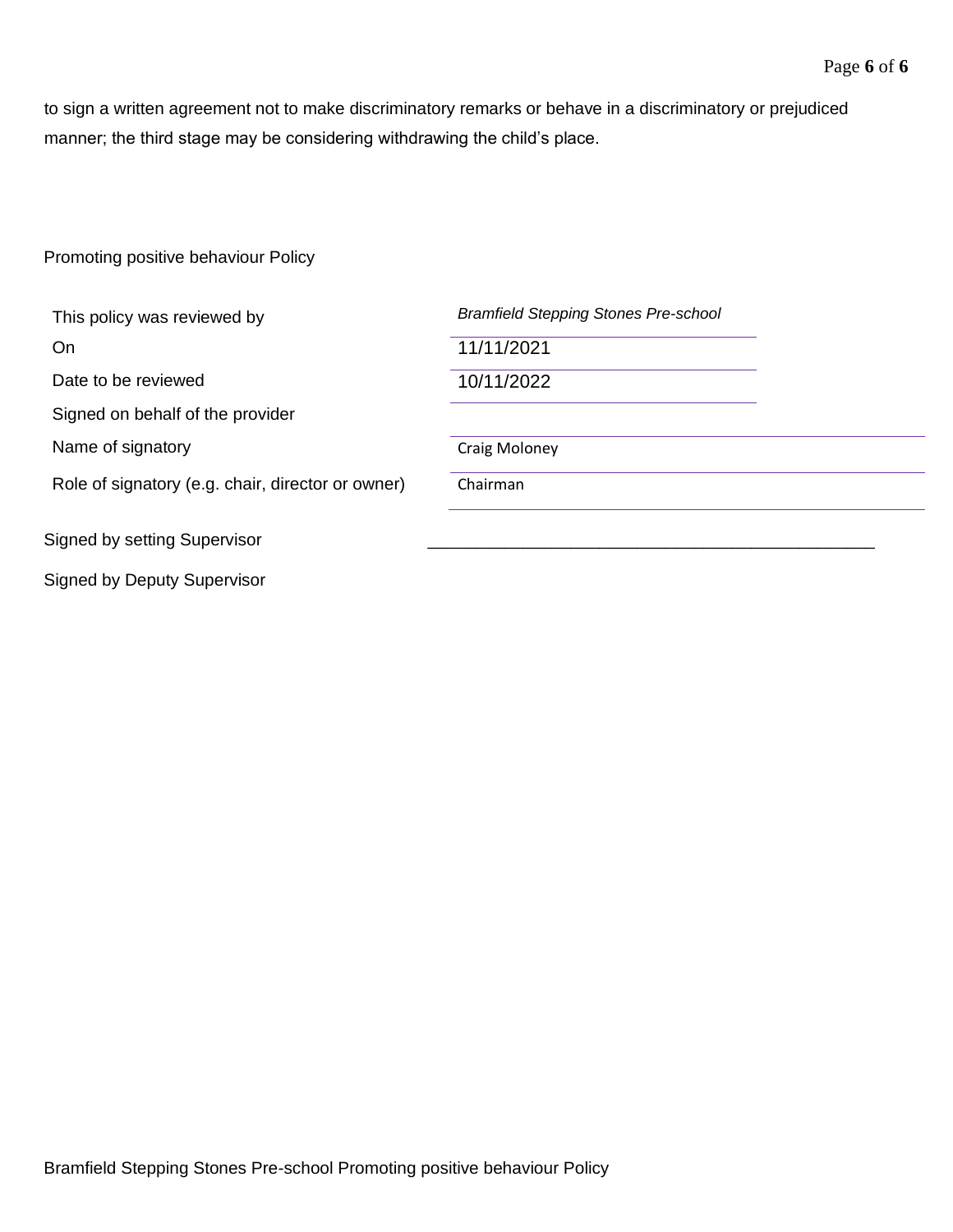to sign a written agreement not to make discriminatory remarks or behave in a discriminatory or prejudiced manner; the third stage may be considering withdrawing the child's place.

Promoting positive behaviour Policy

| | |
|---|---|
| This policy was reviewed by | *Bramfield Stepping Stones Pre-school* |
| On | 11/11/2021 |
| Date to be reviewed | 10/11/2022 |
| Signed on behalf of the provider | |
| Name of signatory | Craig Moloney |
| Role of signatory (e.g. chair, director or owner) | Chairman |

Signed by setting Supervisor ______________________________________________

Signed by Deputy Supervisor